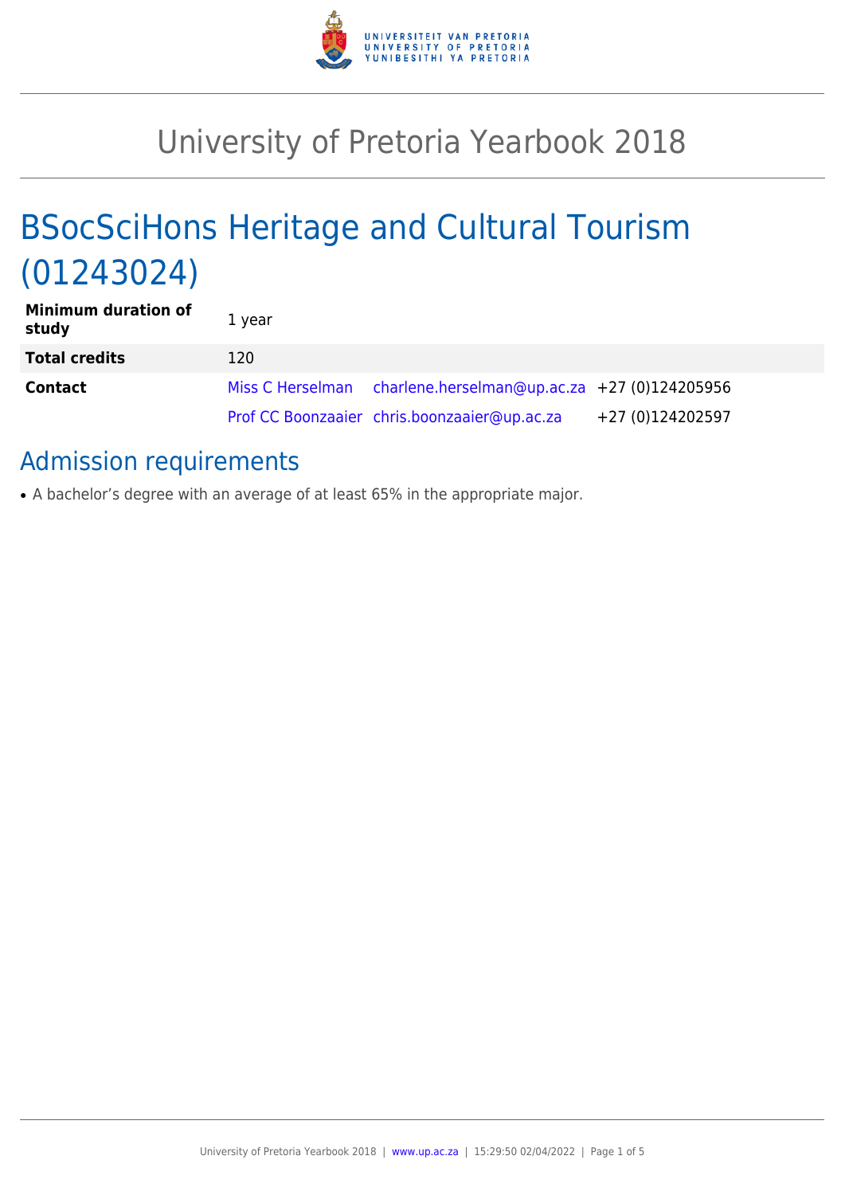# University of Pretoria Yearbook 2018

# BSocSciHons Heritage and Cultural Tourism (01243024)

| | | | |
|---|---|---|---|
| **Minimum duration of study** | 1 year | | |
| **Total credits** | 120 | | |
| **Contact** | Miss C Herselman | charlene.herselman@up.ac.za | +27 (0)124205956 |
| | Prof CC Boonzaaier | chris.boonzaaier@up.ac.za | +27 (0)124202597 |

## Admission requirements

- A bachelor's degree with an average of at least 65% in the appropriate major.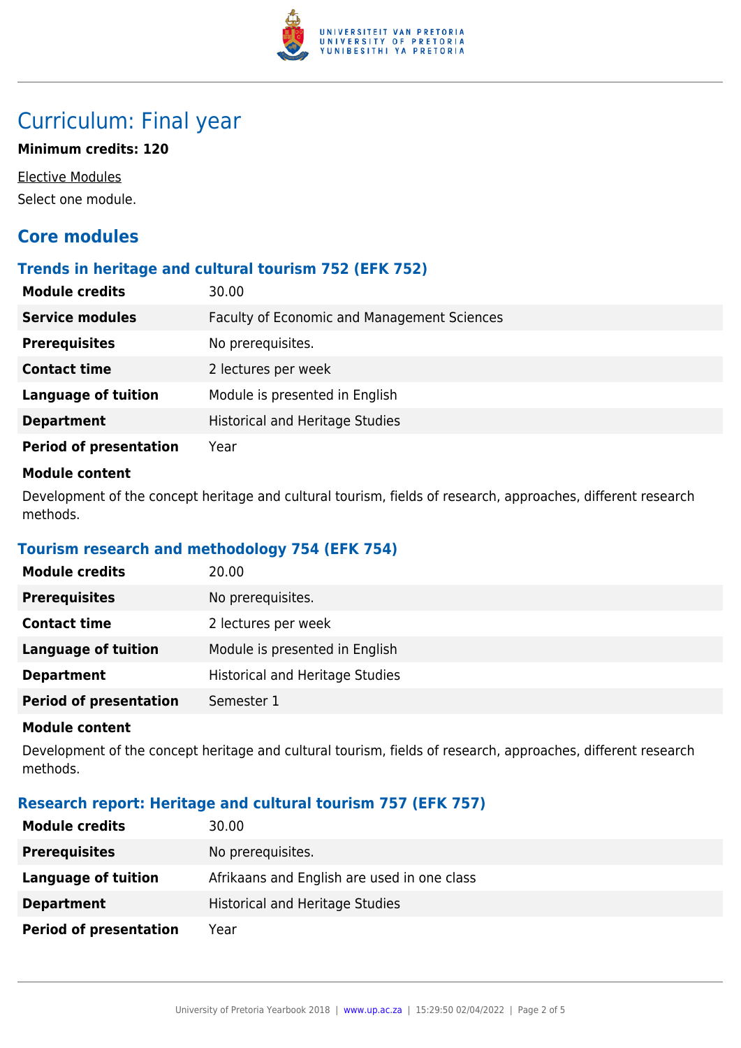# Curriculum: Final year

**Minimum credits: 120**

Elective Modules

Select one module.

## Core modules

### Trends in heritage and cultural tourism 752 (EFK 752)

| | |
|---|---|
| **Module credits** | 30.00 |
| **Service modules** | Faculty of Economic and Management Sciences |
| **Prerequisites** | No prerequisites. |
| **Contact time** | 2 lectures per week |
| **Language of tuition** | Module is presented in English |
| **Department** | Historical and Heritage Studies |
| **Period of presentation** | Year |

**Module content**

Development of the concept heritage and cultural tourism, fields of research, approaches, different research methods.

### Tourism research and methodology 754 (EFK 754)

| | |
|---|---|
| **Module credits** | 20.00 |
| **Prerequisites** | No prerequisites. |
| **Contact time** | 2 lectures per week |
| **Language of tuition** | Module is presented in English |
| **Department** | Historical and Heritage Studies |
| **Period of presentation** | Semester 1 |

**Module content**

Development of the concept heritage and cultural tourism, fields of research, approaches, different research methods.

### Research report: Heritage and cultural tourism 757 (EFK 757)

| | |
|---|---|
| **Module credits** | 30.00 |
| **Prerequisites** | No prerequisites. |
| **Language of tuition** | Afrikaans and English are used in one class |
| **Department** | Historical and Heritage Studies |
| **Period of presentation** | Year |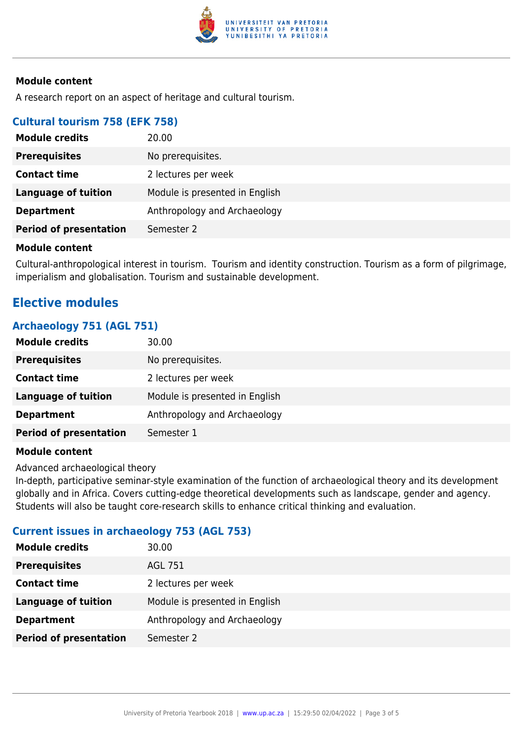#### Module content

A research report on an aspect of heritage and cultural tourism.

### Cultural tourism 758 (EFK 758)

| | |
|---|---|
| **Module credits** | 20.00 |
| **Prerequisites** | No prerequisites. |
| **Contact time** | 2 lectures per week |
| **Language of tuition** | Module is presented in English |
| **Department** | Anthropology and Archaeology |
| **Period of presentation** | Semester 2 |

#### Module content

Cultural-anthropological interest in tourism. Tourism and identity construction. Tourism as a form of pilgrimage, imperialism and globalisation. Tourism and sustainable development.

## Elective modules

### Archaeology 751 (AGL 751)

| | |
|---|---|
| **Module credits** | 30.00 |
| **Prerequisites** | No prerequisites. |
| **Contact time** | 2 lectures per week |
| **Language of tuition** | Module is presented in English |
| **Department** | Anthropology and Archaeology |
| **Period of presentation** | Semester 1 |

#### Module content

Advanced archaeological theory
In-depth, participative seminar-style examination of the function of archaeological theory and its development globally and in Africa. Covers cutting-edge theoretical developments such as landscape, gender and agency. Students will also be taught core-research skills to enhance critical thinking and evaluation.

### Current issues in archaeology 753 (AGL 753)

| | |
|---|---|
| **Module credits** | 30.00 |
| **Prerequisites** | AGL 751 |
| **Contact time** | 2 lectures per week |
| **Language of tuition** | Module is presented in English |
| **Department** | Anthropology and Archaeology |
| **Period of presentation** | Semester 2 |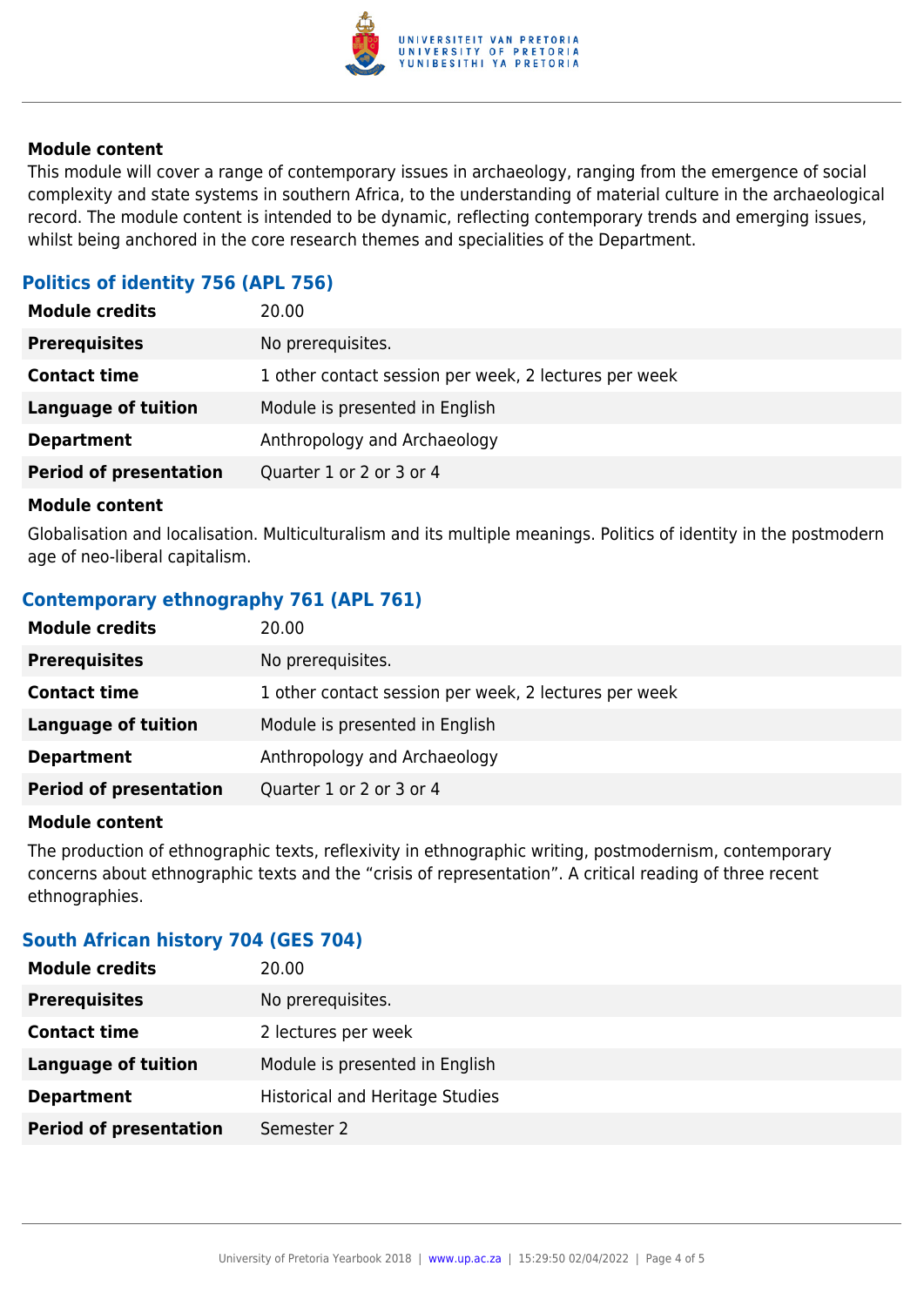**Module content**

This module will cover a range of contemporary issues in archaeology, ranging from the emergence of social complexity and state systems in southern Africa, to the understanding of material culture in the archaeological record. The module content is intended to be dynamic, reflecting contemporary trends and emerging issues, whilst being anchored in the core research themes and specialities of the Department.

## Politics of identity 756 (APL 756)

| | |
|---|---|
| **Module credits** | 20.00 |
| **Prerequisites** | No prerequisites. |
| **Contact time** | 1 other contact session per week, 2 lectures per week |
| **Language of tuition** | Module is presented in English |
| **Department** | Anthropology and Archaeology |
| **Period of presentation** | Quarter 1 or 2 or 3 or 4 |

**Module content**

Globalisation and localisation. Multiculturalism and its multiple meanings. Politics of identity in the postmodern age of neo-liberal capitalism.

## Contemporary ethnography 761 (APL 761)

| | |
|---|---|
| **Module credits** | 20.00 |
| **Prerequisites** | No prerequisites. |
| **Contact time** | 1 other contact session per week, 2 lectures per week |
| **Language of tuition** | Module is presented in English |
| **Department** | Anthropology and Archaeology |
| **Period of presentation** | Quarter 1 or 2 or 3 or 4 |

**Module content**

The production of ethnographic texts, reflexivity in ethnographic writing, postmodernism, contemporary concerns about ethnographic texts and the "crisis of representation". A critical reading of three recent ethnographies.

## South African history 704 (GES 704)

| | |
|---|---|
| **Module credits** | 20.00 |
| **Prerequisites** | No prerequisites. |
| **Contact time** | 2 lectures per week |
| **Language of tuition** | Module is presented in English |
| **Department** | Historical and Heritage Studies |
| **Period of presentation** | Semester 2 |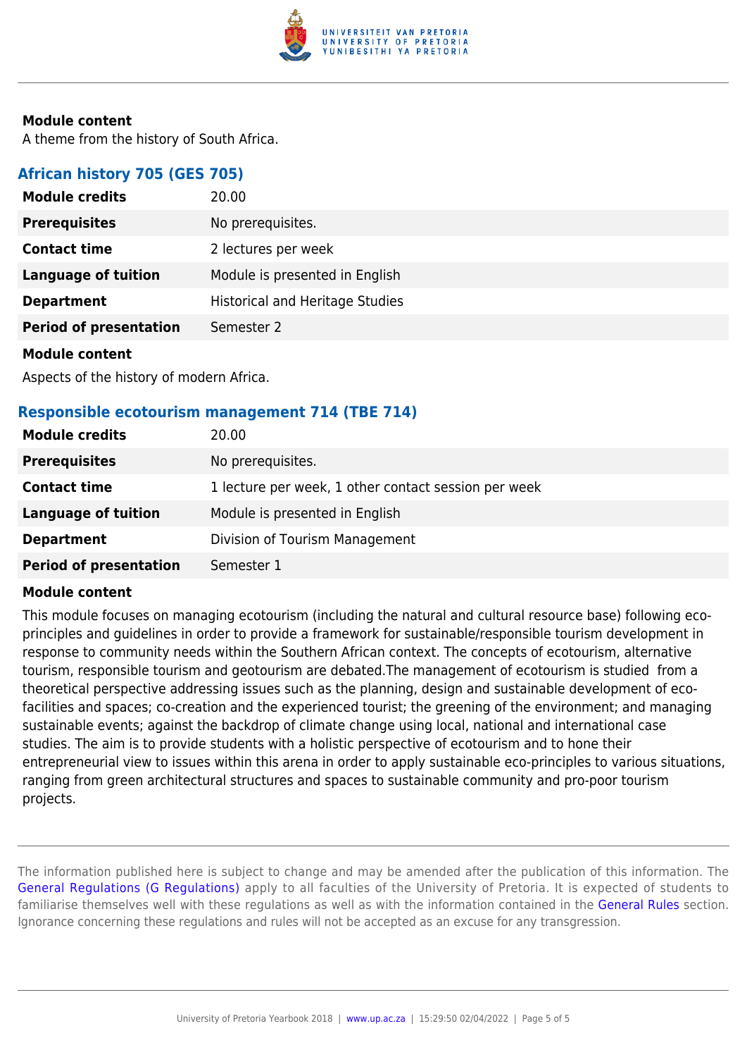#### Module content

A theme from the history of South Africa.

### African history 705 (GES 705)

| | |
|---|---|
| **Module credits** | 20.00 |
| **Prerequisites** | No prerequisites. |
| **Contact time** | 2 lectures per week |
| **Language of tuition** | Module is presented in English |
| **Department** | Historical and Heritage Studies |
| **Period of presentation** | Semester 2 |

#### Module content

Aspects of the history of modern Africa.

### Responsible ecotourism management 714 (TBE 714)

| | |
|---|---|
| **Module credits** | 20.00 |
| **Prerequisites** | No prerequisites. |
| **Contact time** | 1 lecture per week, 1 other contact session per week |
| **Language of tuition** | Module is presented in English |
| **Department** | Division of Tourism Management |
| **Period of presentation** | Semester 1 |

#### Module content

This module focuses on managing ecotourism (including the natural and cultural resource base) following eco-principles and guidelines in order to provide a framework for sustainable/responsible tourism development in response to community needs within the Southern African context. The concepts of ecotourism, alternative tourism, responsible tourism and geotourism are debated.The management of ecotourism is studied from a theoretical perspective addressing issues such as the planning, design and sustainable development of eco-facilities and spaces; co-creation and the experienced tourist; the greening of the environment; and managing sustainable events; against the backdrop of climate change using local, national and international case studies. The aim is to provide students with a holistic perspective of ecotourism and to hone their entrepreneurial view to issues within this arena in order to apply sustainable eco-principles to various situations, ranging from green architectural structures and spaces to sustainable community and pro-poor tourism projects.

---

The information published here is subject to change and may be amended after the publication of this information. The General Regulations (G Regulations) apply to all faculties of the University of Pretoria. It is expected of students to familiarise themselves well with these regulations as well as with the information contained in the General Rules section. Ignorance concerning these regulations and rules will not be accepted as an excuse for any transgression.